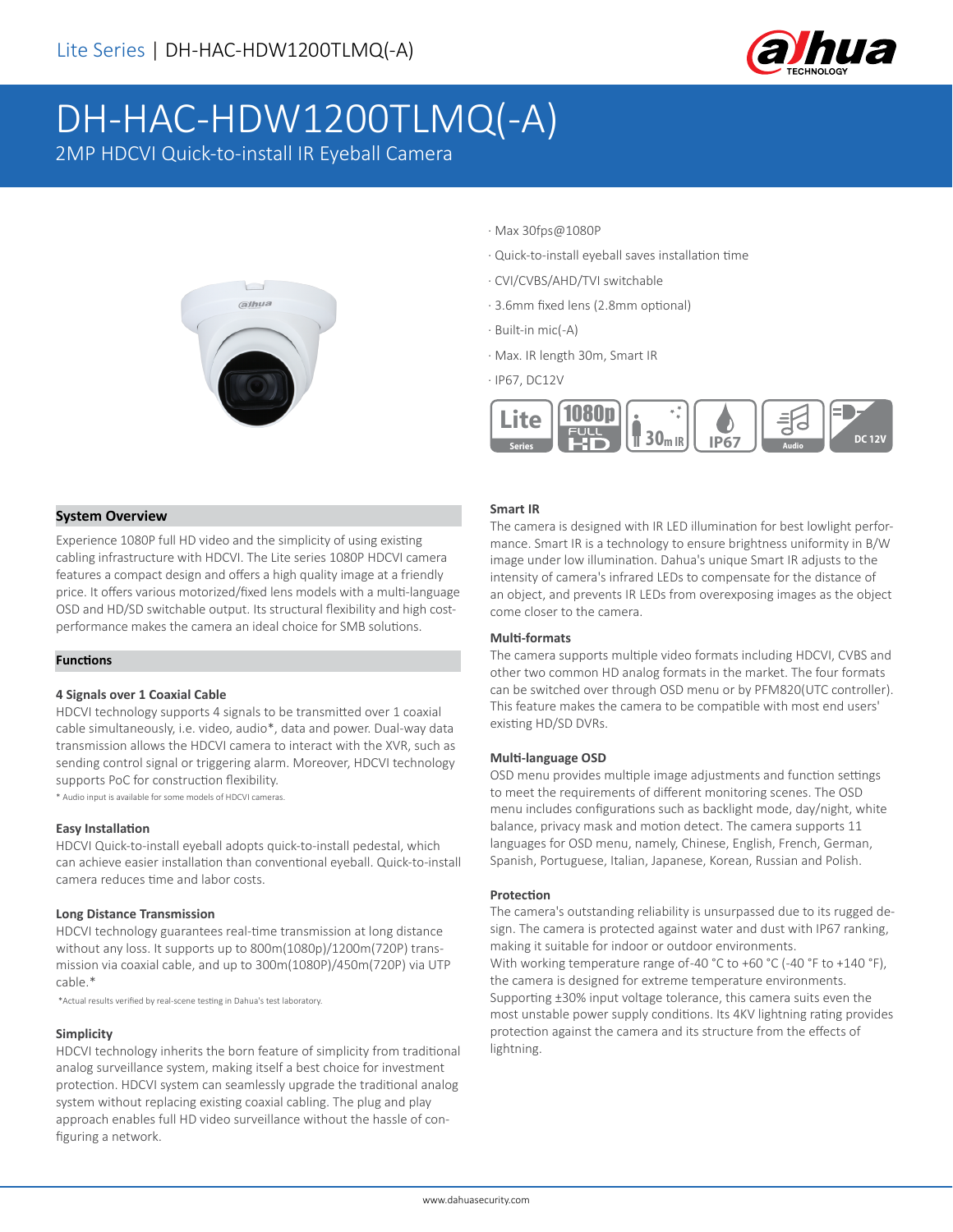Lite Series | DH-HAC-HDW1200TLMQ(-A)

# DH-HAC-HDW1200TLMQ(-A)

2MP HDCVI Quick-to-install IR Eyeball Camera

- Max 30fps@1080P
- Quick-to-install eyeball saves installation time
- CVI/CVBS/AHD/TVI switchable
- 3.6mm fixed lens (2.8mm optional)
- Built-in mic(-A)
- Max. IR length 30m, Smart IR
- IP67, DC12V

## System Overview

Experience 1080P full HD video and the simplicity of using existing cabling infrastructure with HDCVI. The Lite series 1080P HDCVI camera features a compact design and offers a high quality image at a friendly price. It offers various motorized/fixed lens models with a multi-language OSD and HD/SD switchable output. Its structural flexibility and high cost-performance makes the camera an ideal choice for SMB solutions.

## Functions

### 4 Signals over 1 Coaxial Cable

HDCVI technology supports 4 signals to be transmitted over 1 coaxial cable simultaneously, i.e. video, audio*, data and power. Dual-way data transmission allows the HDCVI camera to interact with the XVR, such as sending control signal or triggering alarm. Moreover, HDCVI technology supports PoC for construction flexibility.

* Audio input is available for some models of HDCVI cameras.

### Easy Installation

HDCVI Quick-to-install eyeball adopts quick-to-install pedestal, which can achieve easier installation than conventional eyeball. Quick-to-install camera reduces time and labor costs.

### Long Distance Transmission

HDCVI technology guarantees real-time transmission at long distance without any loss. It supports up to 800m(1080p)/1200m(720P) transmission via coaxial cable, and up to 300m(1080P)/450m(720P) via UTP cable.*

*Actual results verified by real-scene testing in Dahua's test laboratory.

### Simplicity

HDCVI technology inherits the born feature of simplicity from traditional analog surveillance system, making itself a best choice for investment protection. HDCVI system can seamlessly upgrade the traditional analog system without replacing existing coaxial cabling. The plug and play approach enables full HD video surveillance without the hassle of configuring a network.

### Smart IR

The camera is designed with IR LED illumination for best lowlight performance. Smart IR is a technology to ensure brightness uniformity in B/W image under low illumination. Dahua's unique Smart IR adjusts to the intensity of camera's infrared LEDs to compensate for the distance of an object, and prevents IR LEDs from overexposing images as the object come closer to the camera.

### Multi-formats

The camera supports multiple video formats including HDCVI, CVBS and other two common HD analog formats in the market. The four formats can be switched over through OSD menu or by PFM820(UTC controller). This feature makes the camera to be compatible with most end users' existing HD/SD DVRs.

### Multi-language OSD

OSD menu provides multiple image adjustments and function settings to meet the requirements of different monitoring scenes. The OSD menu includes configurations such as backlight mode, day/night, white balance, privacy mask and motion detect. The camera supports 11 languages for OSD menu, namely, Chinese, English, French, German, Spanish, Portuguese, Italian, Japanese, Korean, Russian and Polish.

### Protection

The camera's outstanding reliability is unsurpassed due to its rugged design. The camera is protected against water and dust with IP67 ranking, making it suitable for indoor or outdoor environments.

With working temperature range of-40 °C to +60 °C (-40 °F to +140 °F), the camera is designed for extreme temperature environments.

Supporting ±30% input voltage tolerance, this camera suits even the most unstable power supply conditions. Its 4KV lightning rating provides protection against the camera and its structure from the effects of lightning.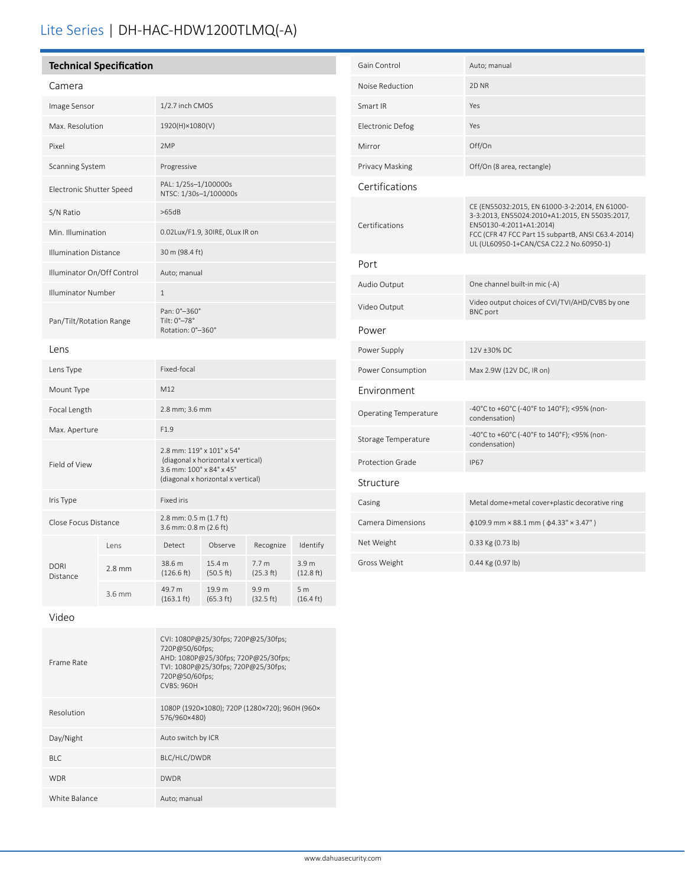# Lite Series | DH-HAC-HDW1200TLMQ(-A)

## Technical Specification

### Camera

| | |
|---|---|
| Image Sensor | 1/2.7 inch CMOS |
| Max. Resolution | 1920(H)×1080(V) |
| Pixel | 2MP |
| Scanning System | Progressive |
| Electronic Shutter Speed | PAL: 1/25s–1/100000s<br>NTSC: 1/30s–1/100000s |
| S/N Ratio | >65dB |
| Min. Illumination | 0.02Lux/F1.9, 30IRE, 0Lux IR on |
| Illumination Distance | 30 m (98.4 ft) |
| Illuminator On/Off Control | Auto; manual |
| Illuminator Number | 1 |
| Pan/Tilt/Rotation Range | Pan: 0°–360°<br>Tilt: 0°–78°<br>Rotation: 0°–360° |

### Lens

| | |
|---|---|
| Lens Type | Fixed-focal |
| Mount Type | M12 |
| Focal Length | 2.8 mm; 3.6 mm |
| Max. Aperture | F1.9 |
| Field of View | 2.8 mm: 119° x 101° x 54°<br>(diagonal x horizontal x vertical)<br>3.6 mm: 100° x 84° x 45°<br>(diagonal x horizontal x vertical) |
| Iris Type | Fixed iris |
| Close Focus Distance | 2.8 mm: 0.5 m (1.7 ft)<br>3.6 mm: 0.8 m (2.6 ft) |

| DORI Distance | Lens | Detect | Observe | Recognize | Identify |
|---|---|---|---|---|---|
| | 2.8 mm | 38.6 m (126.6 ft) | 15.4 m (50.5 ft) | 7.7 m (25.3 ft) | 3.9 m (12.8 ft) |
| | 3.6 mm | 49.7 m (163.1 ft) | 19.9 m (65.3 ft) | 9.9 m (32.5 ft) | 5 m (16.4 ft) |

### Video

| | |
|---|---|
| Frame Rate | CVI: 1080P@25/30fps; 720P@25/30fps; 720P@50/60fps;<br>AHD: 1080P@25/30fps; 720P@25/30fps;<br>TVI: 1080P@25/30fps; 720P@25/30fps; 720P@50/60fps;<br>CVBS: 960H |
| Resolution | 1080P (1920×1080); 720P (1280×720); 960H (960×576/960×480) |
| Day/Night | Auto switch by ICR |
| BLC | BLC/HLC/DWDR |
| WDR | DWDR |
| White Balance | Auto; manual |
| Gain Control | Auto; manual |
| Noise Reduction | 2D NR |
| Smart IR | Yes |
| Electronic Defog | Yes |
| Mirror | Off/On |
| Privacy Masking | Off/On (8 area, rectangle) |

### Certifications

| | |
|---|---|
| Certifications | CE (EN55032:2015, EN 61000-3-2:2014, EN 61000-3-3:2013, EN55024:2010+A1:2015, EN 55035:2017, EN50130-4:2011+A1:2014)<br>FCC (CFR 47 FCC Part 15 subpartB, ANSI C63.4-2014)<br>UL (UL60950-1+CAN/CSA C22.2 No.60950-1) |

### Port

| | |
|---|---|
| Audio Output | One channel built-in mic (-A) |
| Video Output | Video output choices of CVI/TVI/AHD/CVBS by one BNC port |

### Power

| | |
|---|---|
| Power Supply | 12V ±30% DC |
| Power Consumption | Max 2.9W (12V DC, IR on) |

### Environment

| | |
|---|---|
| Operating Temperature | -40°C to +60°C (-40°F to 140°F); <95% (non-condensation) |
| Storage Temperature | -40°C to +60°C (-40°F to 140°F); <95% (non-condensation) |
| Protection Grade | IP67 |

### Structure

| | |
|---|---|
| Casing | Metal dome+metal cover+plastic decorative ring |
| Camera Dimensions | ϕ109.9 mm × 88.1 mm ( ϕ4.33" × 3.47" ) |
| Net Weight | 0.33 Kg (0.73 lb) |
| Gross Weight | 0.44 Kg (0.97 lb) |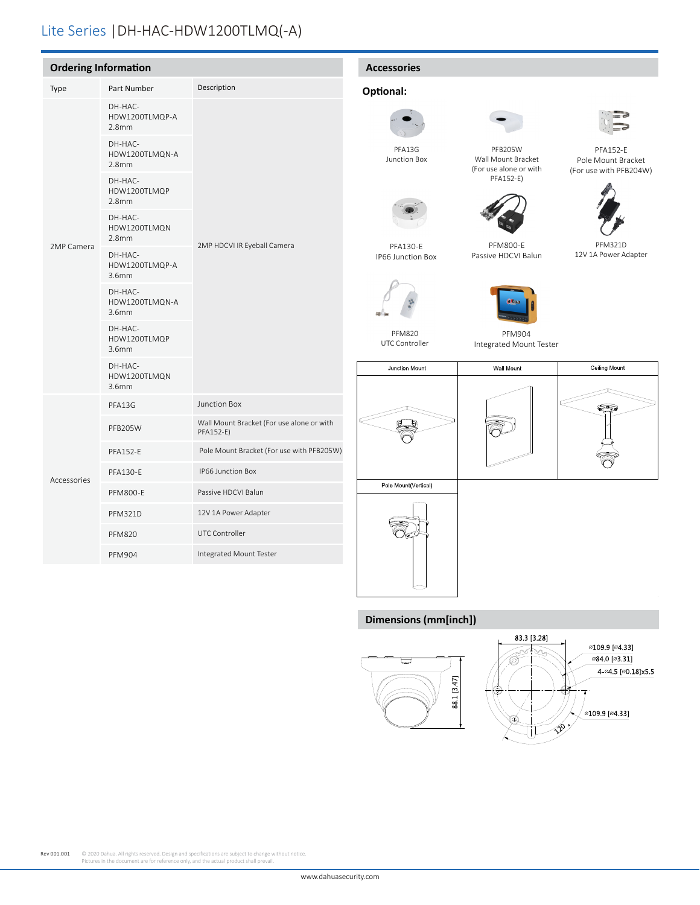# Lite Series | DH-HAC-HDW1200TLMQ(-A)

## Ordering Information

| Type | Part Number | Description |
|---|---|---|
| 2MP Camera | DH-HAC-HDW1200TLMQP-A 2.8mm | 2MP HDCVI IR Eyeball Camera |
| | DH-HAC-HDW1200TLMQN-A 2.8mm | |
| | DH-HAC-HDW1200TLMQP 2.8mm | |
| | DH-HAC-HDW1200TLMQN 2.8mm | |
| | DH-HAC-HDW1200TLMQP-A 3.6mm | |
| | DH-HAC-HDW1200TLMQN-A 3.6mm | |
| | DH-HAC-HDW1200TLMQP 3.6mm | |
| | DH-HAC-HDW1200TLMQN 3.6mm | |
| Accessories | PFA13G | Junction Box |
| | PFB205W | Wall Mount Bracket (For use alone or with PFA152-E) |
| | PFA152-E | Pole Mount Bracket (For use with PFB205W) |
| | PFA130-E | IP66 Junction Box |
| | PFM800-E | Passive HDCVI Balun |
| | PFM321D | 12V 1A Power Adapter |
| | PFM820 | UTC Controller |
| | PFM904 | Integrated Mount Tester |

## Accessories

**Optional:**

PFA13G
Junction Box

PFB205W
Wall Mount Bracket
(For use alone or with PFA152-E)

PFA152-E
Pole Mount Bracket
(For use with PFB204W)

PFA130-E
IP66 Junction Box

PFM800-E
Passive HDCVI Balun

PFM321D
12V 1A Power Adapter

PFM820
UTC Controller

PFM904
Integrated Mount Tester

Junction Mount

Wall Mount

Ceiling Mount

Pole Mount(Vertical)

## Dimensions (mm[inch])

83.3 [3.28]

88.1 [3.47]

⌀109.9 [⌀4.33]

⌀84.0 [⌀3.31]

4-⌀4.5 [⌀0.18]x5.5

⌀109.9 [⌀4.33]

120 °

Rev 001.001 © 2020 Dahua. All rights reserved. Design and specifications are subject to change without notice. Pictures in the document are for reference only, and the actual product shall prevail.

www.dahuasecurity.com